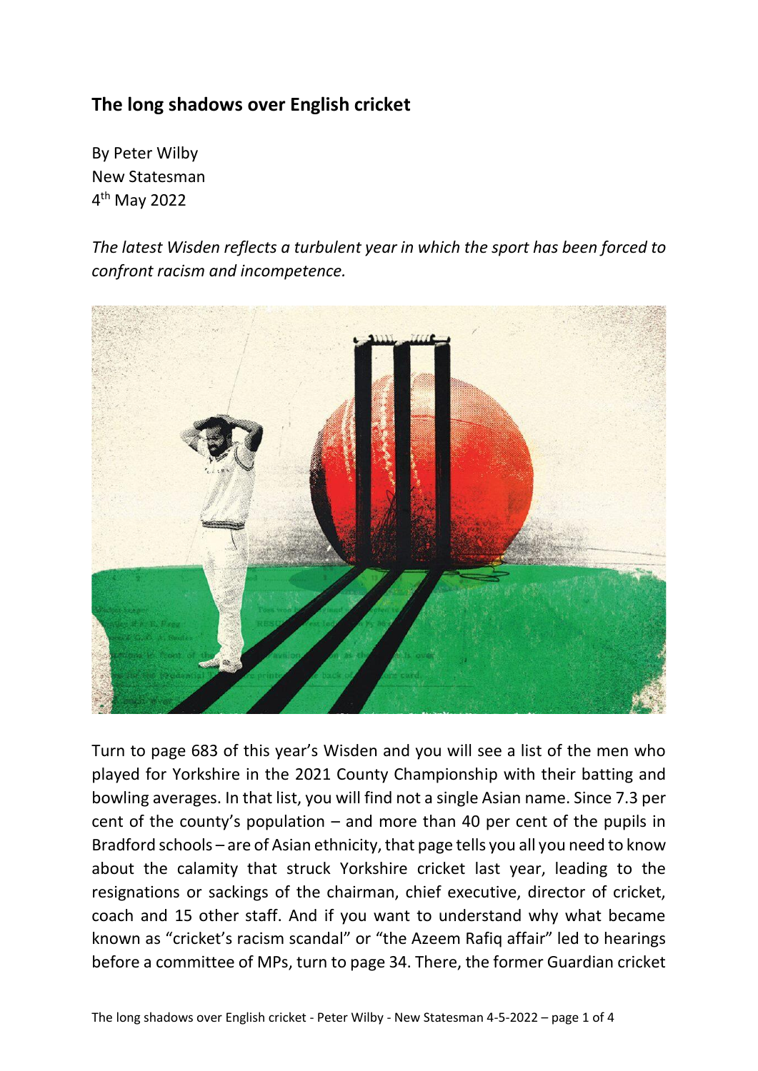## The long shadows over English cricket

By Peter Wilby
New Statesman
4th May 2022

*The latest Wisden reflects a turbulent year in which the sport has been forced to confront racism and incompetence.*

Turn to page 683 of this year's Wisden and you will see a list of the men who played for Yorkshire in the 2021 County Championship with their batting and bowling averages. In that list, you will find not a single Asian name. Since 7.3 per cent of the county's population – and more than 40 per cent of the pupils in Bradford schools – are of Asian ethnicity, that page tells you all you need to know about the calamity that struck Yorkshire cricket last year, leading to the resignations or sackings of the chairman, chief executive, director of cricket, coach and 15 other staff. And if you want to understand why what became known as "cricket's racism scandal" or "the Azeem Rafiq affair" led to hearings before a committee of MPs, turn to page 34. There, the former Guardian cricket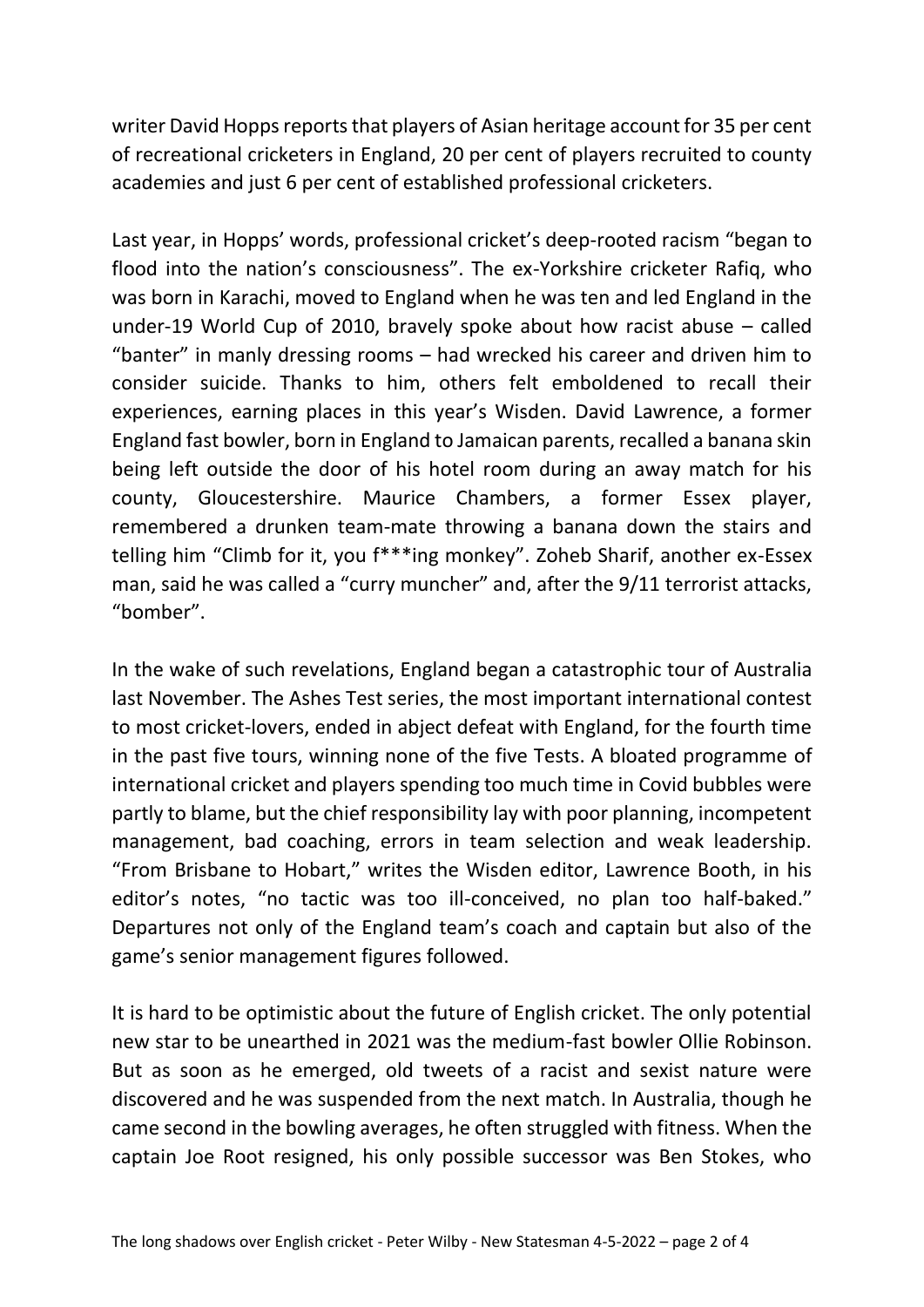writer David Hopps reports that players of Asian heritage account for 35 per cent of recreational cricketers in England, 20 per cent of players recruited to county academies and just 6 per cent of established professional cricketers.

Last year, in Hopps' words, professional cricket's deep-rooted racism "began to flood into the nation's consciousness". The ex-Yorkshire cricketer Rafiq, who was born in Karachi, moved to England when he was ten and led England in the under-19 World Cup of 2010, bravely spoke about how racist abuse – called "banter" in manly dressing rooms – had wrecked his career and driven him to consider suicide. Thanks to him, others felt emboldened to recall their experiences, earning places in this year's Wisden. David Lawrence, a former England fast bowler, born in England to Jamaican parents, recalled a banana skin being left outside the door of his hotel room during an away match for his county, Gloucestershire. Maurice Chambers, a former Essex player, remembered a drunken team-mate throwing a banana down the stairs and telling him "Climb for it, you f***ing monkey". Zoheb Sharif, another ex-Essex man, said he was called a "curry muncher" and, after the 9/11 terrorist attacks, "bomber".

In the wake of such revelations, England began a catastrophic tour of Australia last November. The Ashes Test series, the most important international contest to most cricket-lovers, ended in abject defeat with England, for the fourth time in the past five tours, winning none of the five Tests. A bloated programme of international cricket and players spending too much time in Covid bubbles were partly to blame, but the chief responsibility lay with poor planning, incompetent management, bad coaching, errors in team selection and weak leadership. "From Brisbane to Hobart," writes the Wisden editor, Lawrence Booth, in his editor's notes, "no tactic was too ill-conceived, no plan too half-baked." Departures not only of the England team's coach and captain but also of the game's senior management figures followed.

It is hard to be optimistic about the future of English cricket. The only potential new star to be unearthed in 2021 was the medium-fast bowler Ollie Robinson. But as soon as he emerged, old tweets of a racist and sexist nature were discovered and he was suspended from the next match. In Australia, though he came second in the bowling averages, he often struggled with fitness. When the captain Joe Root resigned, his only possible successor was Ben Stokes, who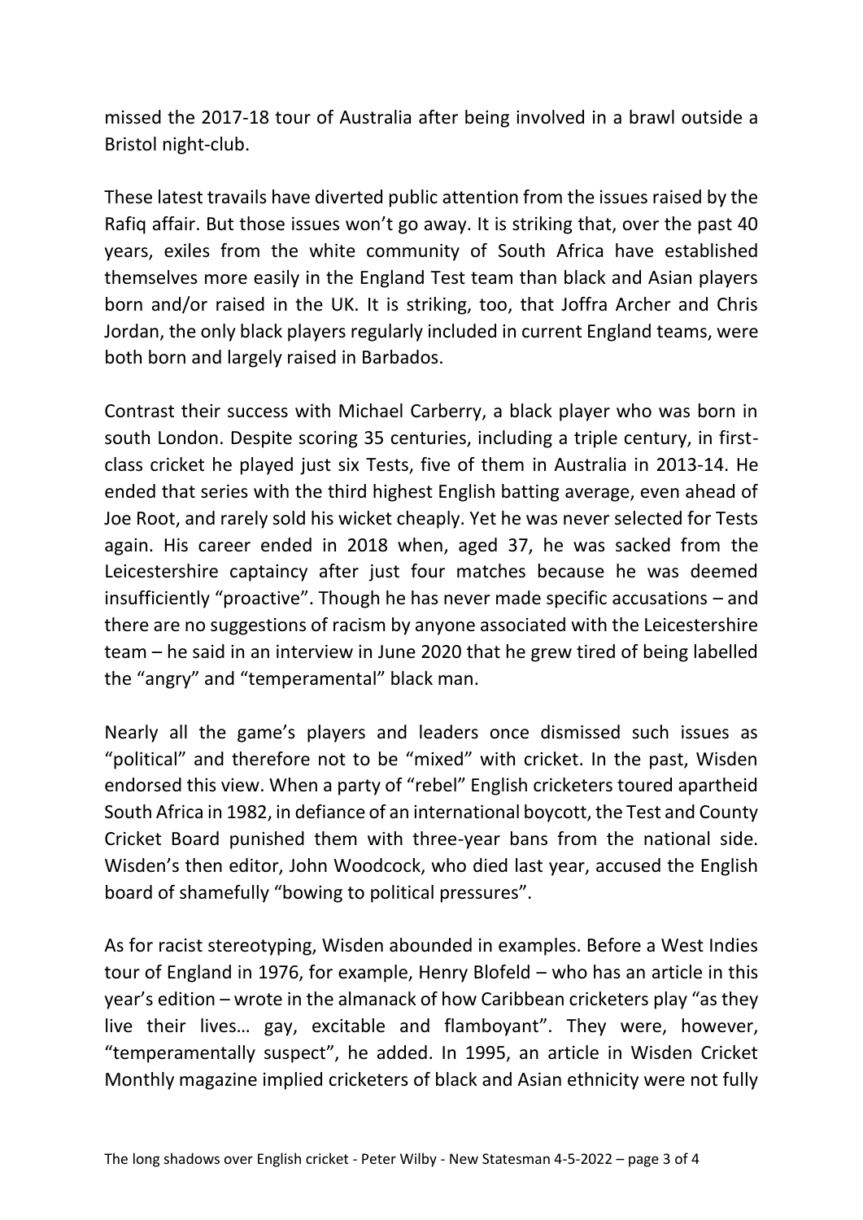missed the 2017-18 tour of Australia after being involved in a brawl outside a Bristol night-club.

These latest travails have diverted public attention from the issues raised by the Rafiq affair. But those issues won't go away. It is striking that, over the past 40 years, exiles from the white community of South Africa have established themselves more easily in the England Test team than black and Asian players born and/or raised in the UK. It is striking, too, that Joffra Archer and Chris Jordan, the only black players regularly included in current England teams, were both born and largely raised in Barbados.

Contrast their success with Michael Carberry, a black player who was born in south London. Despite scoring 35 centuries, including a triple century, in first-class cricket he played just six Tests, five of them in Australia in 2013-14. He ended that series with the third highest English batting average, even ahead of Joe Root, and rarely sold his wicket cheaply. Yet he was never selected for Tests again. His career ended in 2018 when, aged 37, he was sacked from the Leicestershire captaincy after just four matches because he was deemed insufficiently "proactive". Though he has never made specific accusations – and there are no suggestions of racism by anyone associated with the Leicestershire team – he said in an interview in June 2020 that he grew tired of being labelled the "angry" and "temperamental" black man.

Nearly all the game's players and leaders once dismissed such issues as "political" and therefore not to be "mixed" with cricket. In the past, Wisden endorsed this view. When a party of "rebel" English cricketers toured apartheid South Africa in 1982, in defiance of an international boycott, the Test and County Cricket Board punished them with three-year bans from the national side. Wisden's then editor, John Woodcock, who died last year, accused the English board of shamefully "bowing to political pressures".

As for racist stereotyping, Wisden abounded in examples. Before a West Indies tour of England in 1976, for example, Henry Blofeld – who has an article in this year's edition – wrote in the almanack of how Caribbean cricketers play "as they live their lives… gay, excitable and flamboyant". They were, however, "temperamentally suspect", he added. In 1995, an article in Wisden Cricket Monthly magazine implied cricketers of black and Asian ethnicity were not fully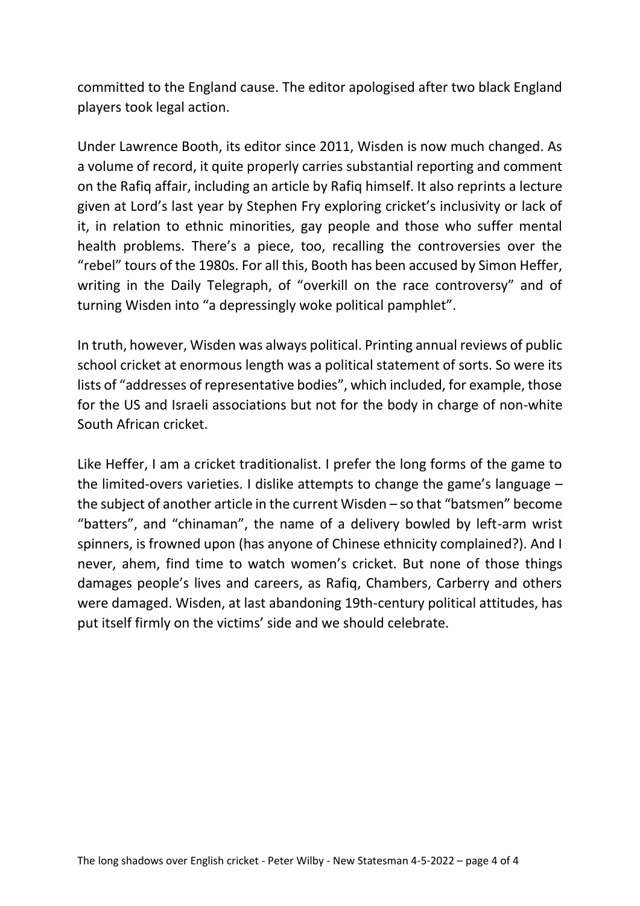committed to the England cause. The editor apologised after two black England players took legal action.

Under Lawrence Booth, its editor since 2011, Wisden is now much changed. As a volume of record, it quite properly carries substantial reporting and comment on the Rafiq affair, including an article by Rafiq himself. It also reprints a lecture given at Lord's last year by Stephen Fry exploring cricket's inclusivity or lack of it, in relation to ethnic minorities, gay people and those who suffer mental health problems. There's a piece, too, recalling the controversies over the "rebel" tours of the 1980s. For all this, Booth has been accused by Simon Heffer, writing in the Daily Telegraph, of "overkill on the race controversy" and of turning Wisden into "a depressingly woke political pamphlet".

In truth, however, Wisden was always political. Printing annual reviews of public school cricket at enormous length was a political statement of sorts. So were its lists of "addresses of representative bodies", which included, for example, those for the US and Israeli associations but not for the body in charge of non-white South African cricket.

Like Heffer, I am a cricket traditionalist. I prefer the long forms of the game to the limited-overs varieties. I dislike attempts to change the game's language – the subject of another article in the current Wisden – so that "batsmen" become "batters", and "chinaman", the name of a delivery bowled by left-arm wrist spinners, is frowned upon (has anyone of Chinese ethnicity complained?). And I never, ahem, find time to watch women's cricket. But none of those things damages people's lives and careers, as Rafiq, Chambers, Carberry and others were damaged. Wisden, at last abandoning 19th-century political attitudes, has put itself firmly on the victims' side and we should celebrate.